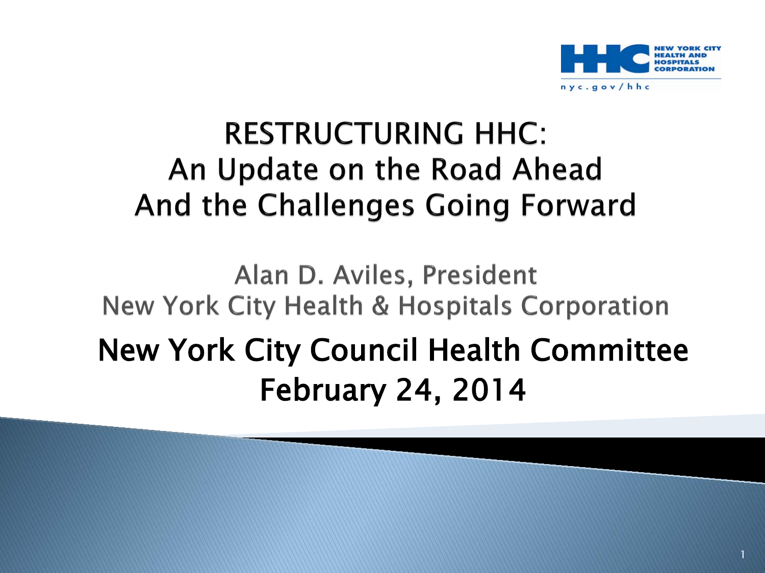NEW YORK CITY HEALTH AND HOSPITALS CORPORATION

nyc.gov/hhc

# RESTRUCTURING HHC: An Update on the Road Ahead And the Challenges Going Forward

Alan D. Aviles, President

New York City Health & Hospitals Corporation

New York City Council Health Committee

February 24, 2014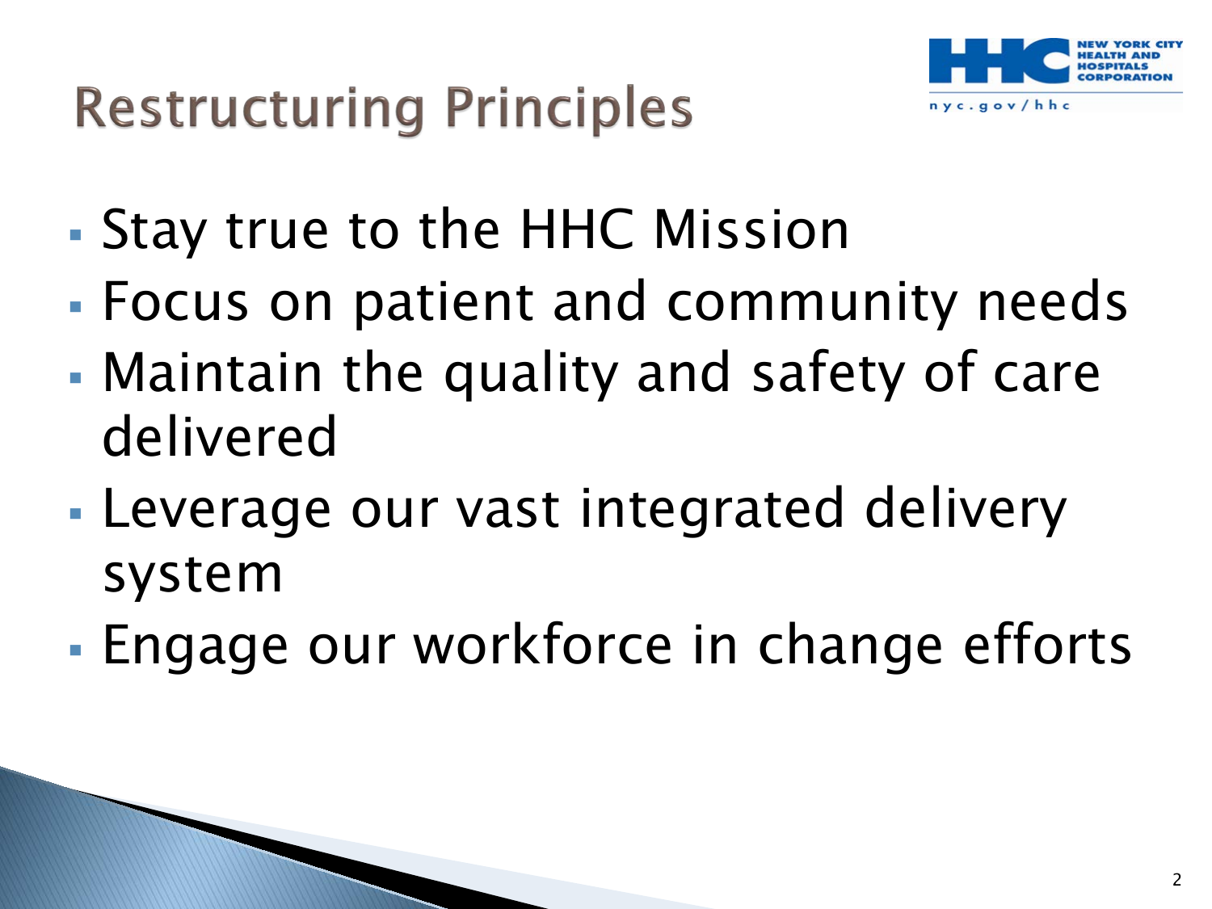# Restructuring Principles

- Stay true to the HHC Mission
- Focus on patient and community needs
- Maintain the quality and safety of care delivered
- Leverage our vast integrated delivery system
- Engage our workforce in change efforts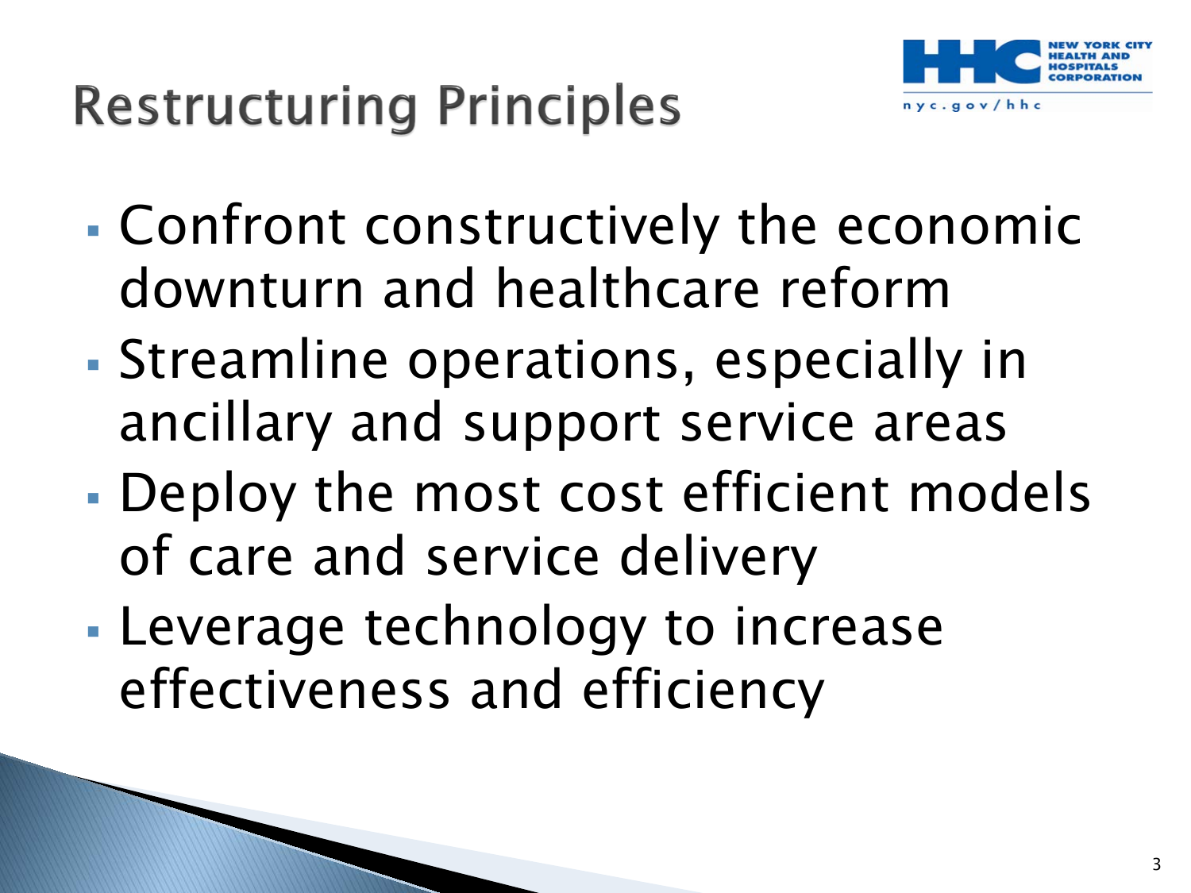# Restructuring Principles

- Confront constructively the economic downturn and healthcare reform
- Streamline operations, especially in ancillary and support service areas
- Deploy the most cost efficient models of care and service delivery
- Leverage technology to increase effectiveness and efficiency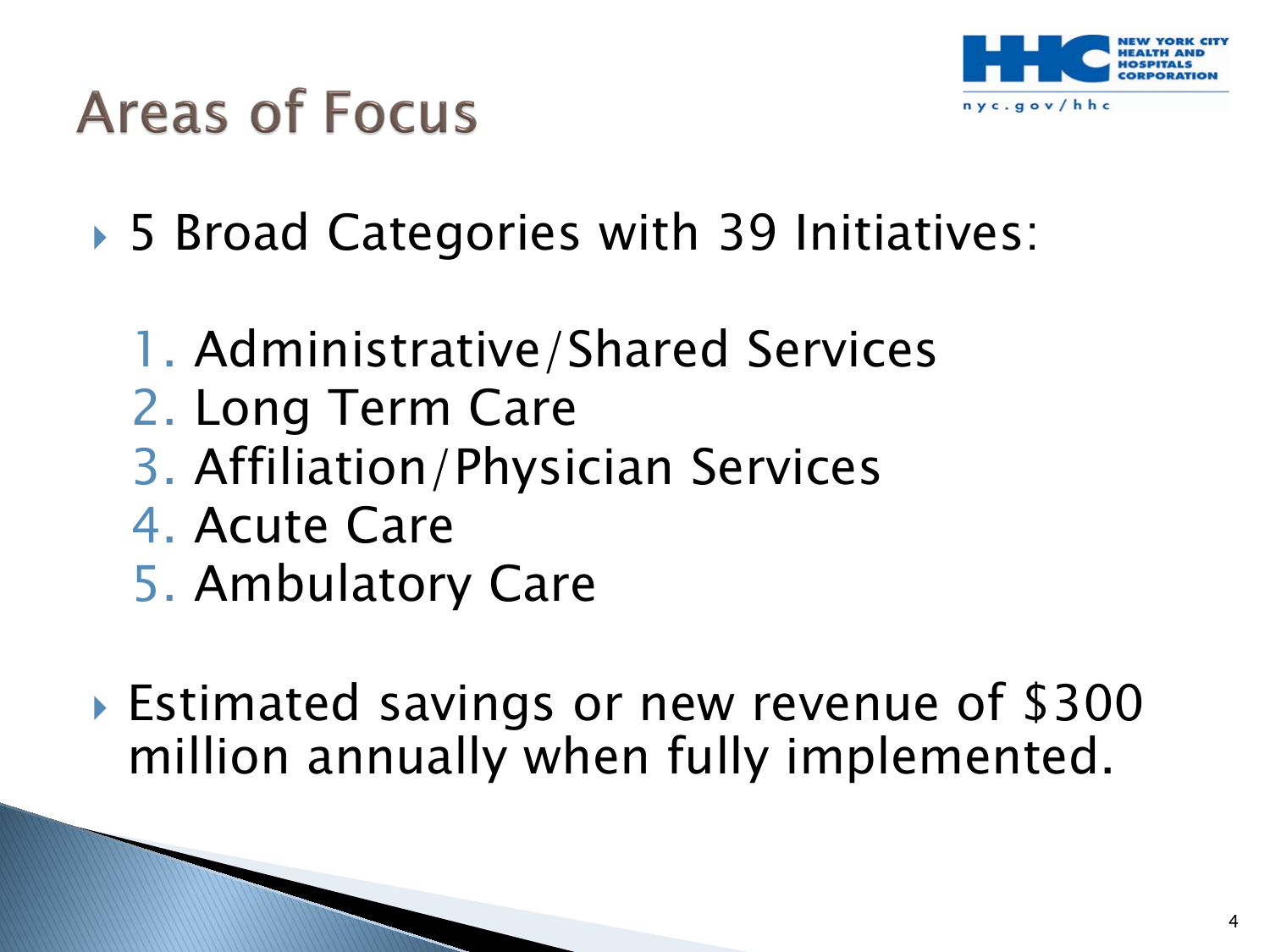# Areas of Focus

- 5 Broad Categories with 39 Initiatives:

  1. Administrative/Shared Services
  2. Long Term Care
  3. Affiliation/Physician Services
  4. Acute Care
  5. Ambulatory Care

- Estimated savings or new revenue of $300 million annually when fully implemented.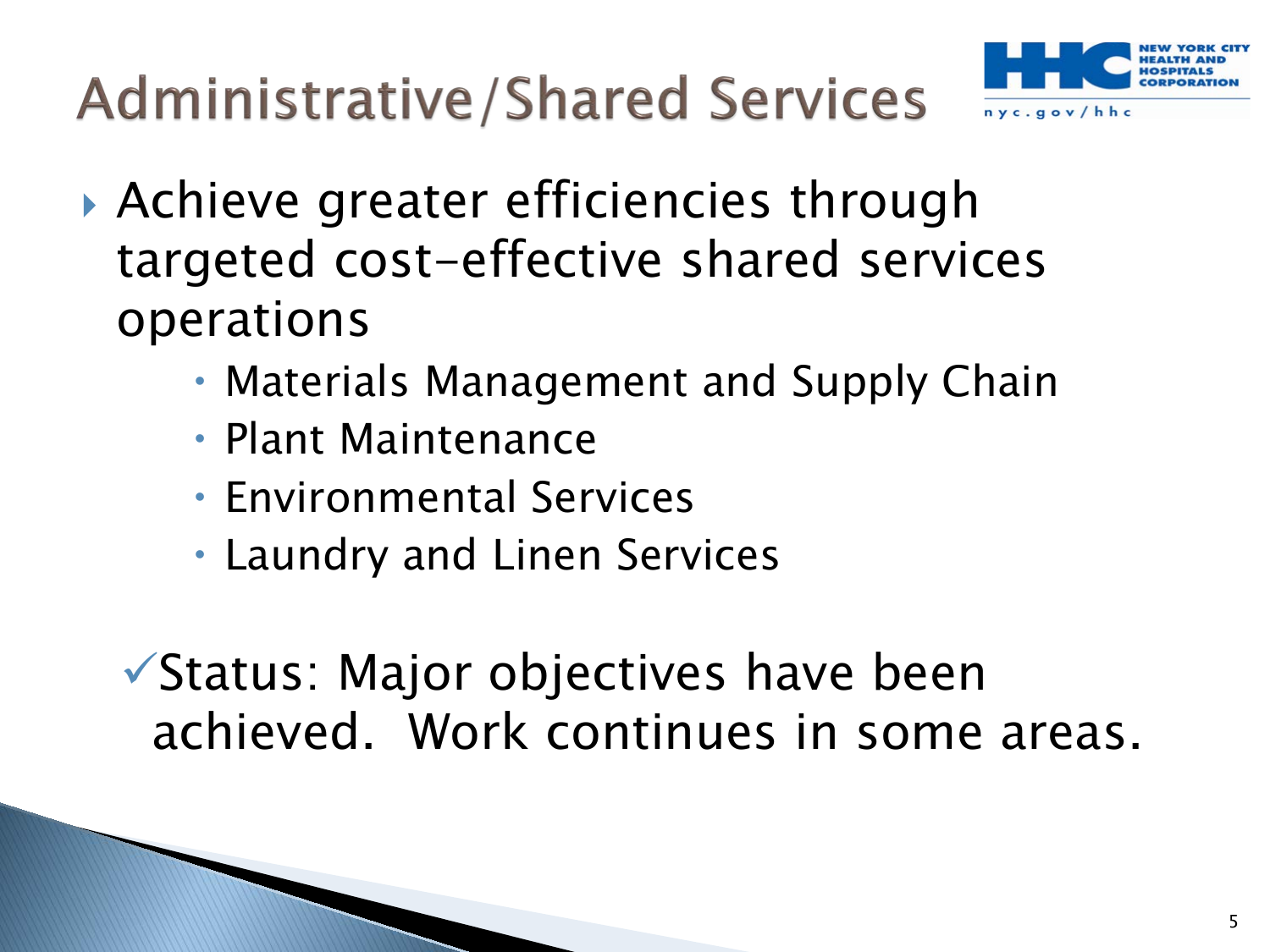# Administrative/Shared Services

- Achieve greater efficiencies through targeted cost-effective shared services operations
  - Materials Management and Supply Chain
  - Plant Maintenance
  - Environmental Services
  - Laundry and Linen Services

✓Status: Major objectives have been achieved. Work continues in some areas.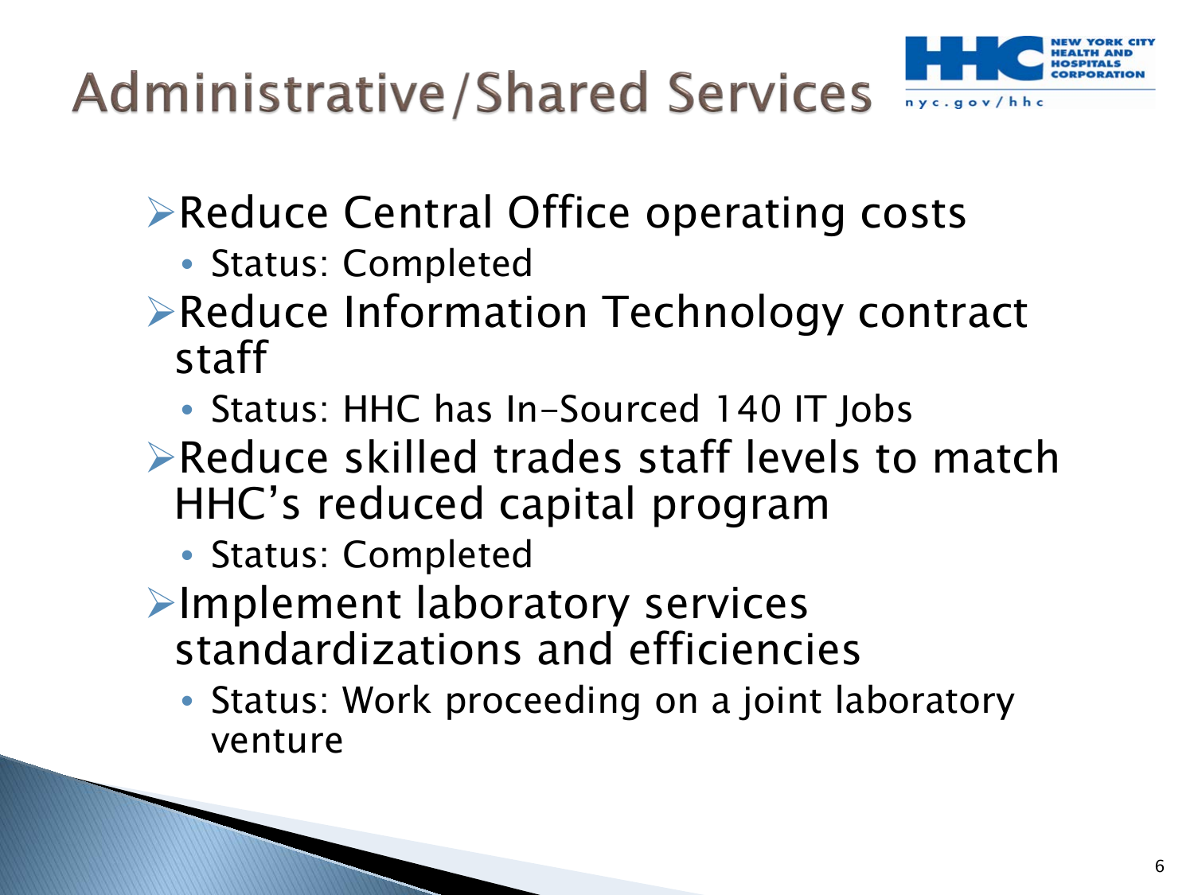# Administrative/Shared Services

- Reduce Central Office operating costs
  - Status: Completed
- Reduce Information Technology contract staff
  - Status: HHC has In-Sourced 140 IT Jobs
- Reduce skilled trades staff levels to match HHC's reduced capital program
  - Status: Completed
- Implement laboratory services standardizations and efficiencies
  - Status: Work proceeding on a joint laboratory venture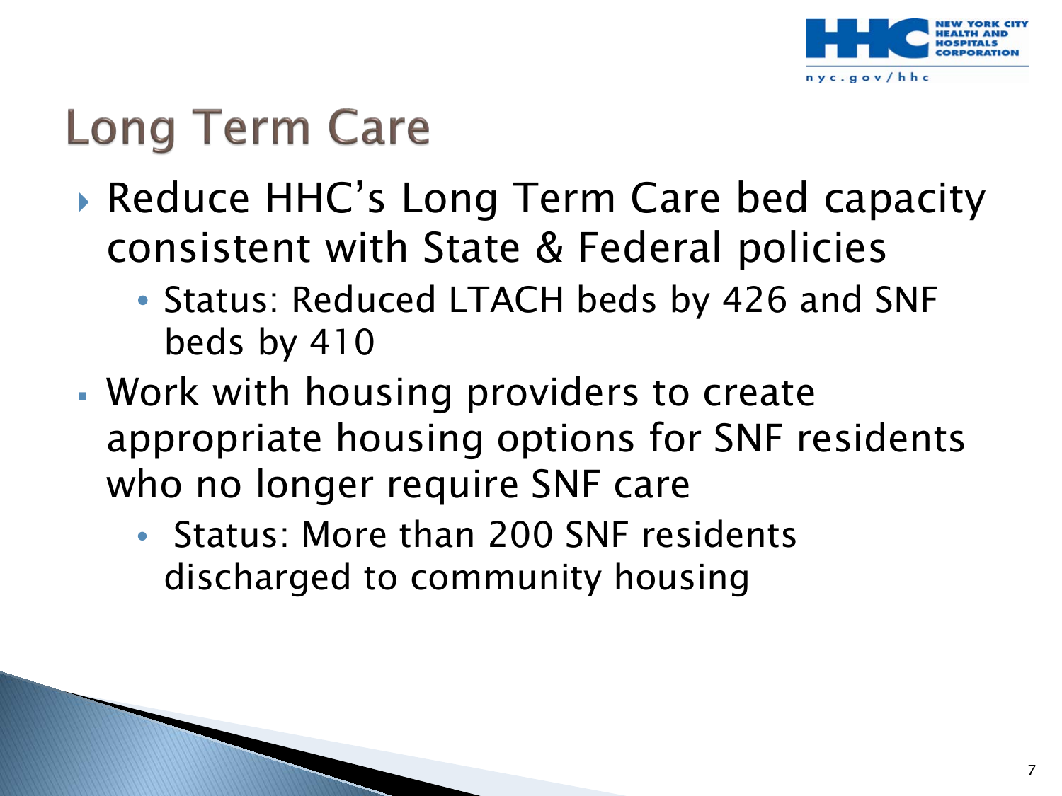# Long Term Care

- Reduce HHC's Long Term Care bed capacity consistent with State & Federal policies
  - Status: Reduced LTACH beds by 426 and SNF beds by 410
- Work with housing providers to create appropriate housing options for SNF residents who no longer require SNF care
  - Status: More than 200 SNF residents discharged to community housing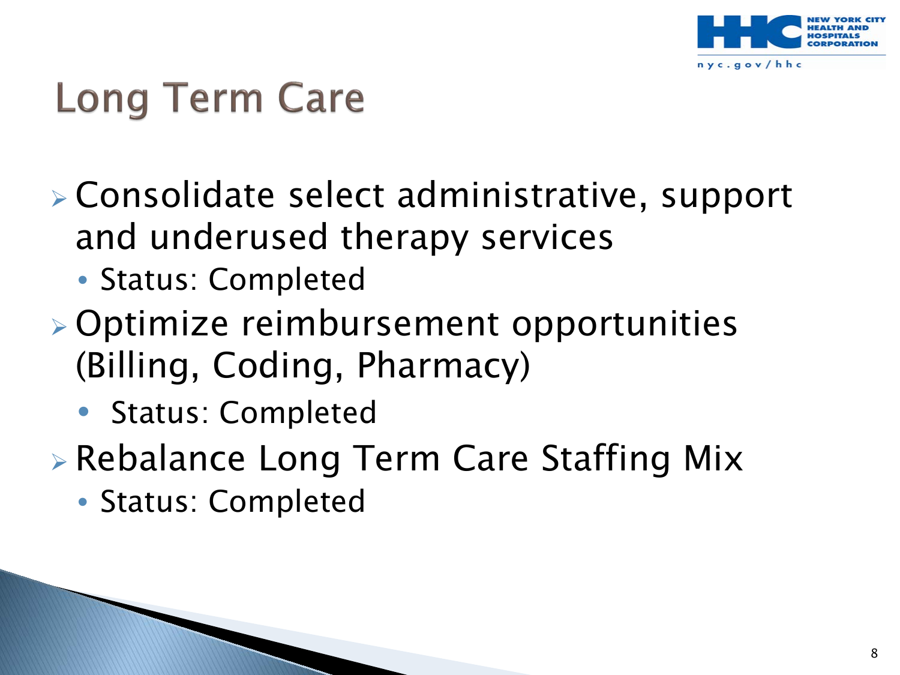# Long Term Care

- Consolidate select administrative, support and underused therapy services
  - Status: Completed
- Optimize reimbursement opportunities (Billing, Coding, Pharmacy)
  - Status: Completed
- Rebalance Long Term Care Staffing Mix
  - Status: Completed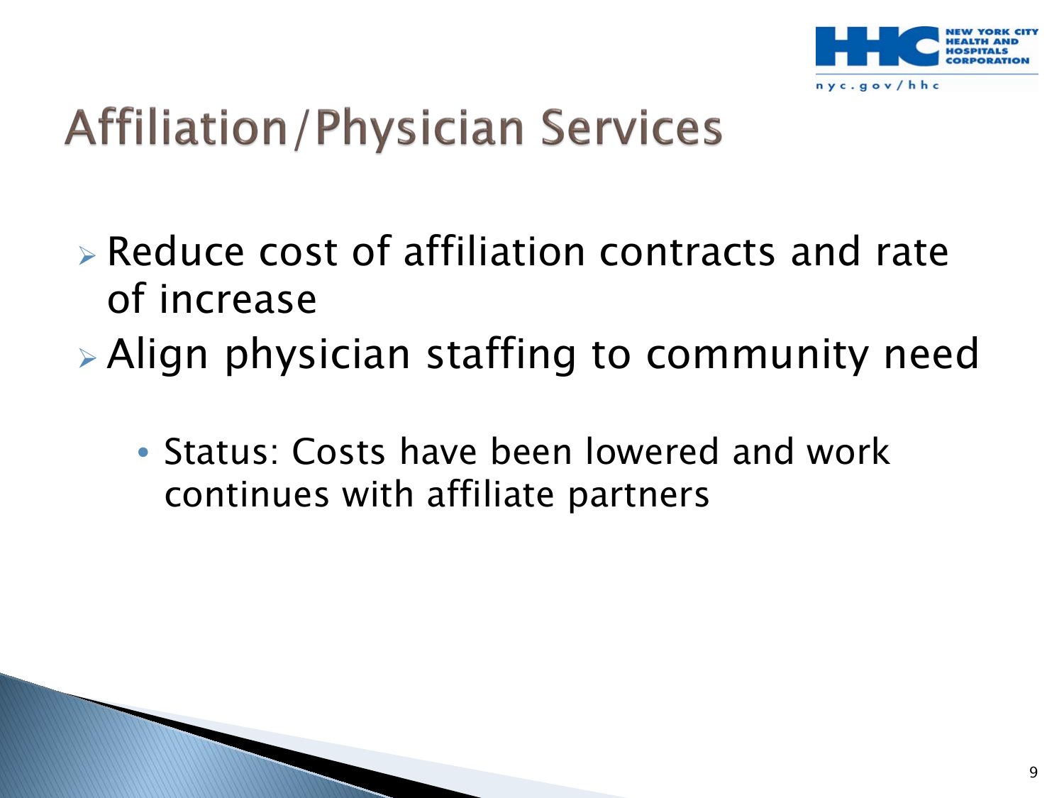# Affiliation/Physician Services

- Reduce cost of affiliation contracts and rate of increase
- Align physician staffing to community need
  - Status: Costs have been lowered and work continues with affiliate partners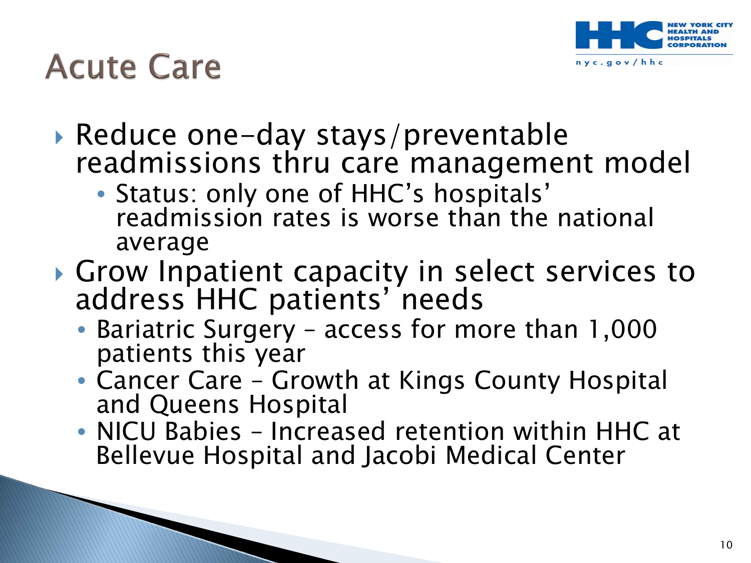# Acute Care

- Reduce one-day stays/preventable readmissions thru care management model
  - Status: only one of HHC's hospitals' readmission rates is worse than the national average
- Grow Inpatient capacity in select services to address HHC patients' needs
  - Bariatric Surgery – access for more than 1,000 patients this year
  - Cancer Care – Growth at Kings County Hospital and Queens Hospital
  - NICU Babies – Increased retention within HHC at Bellevue Hospital and Jacobi Medical Center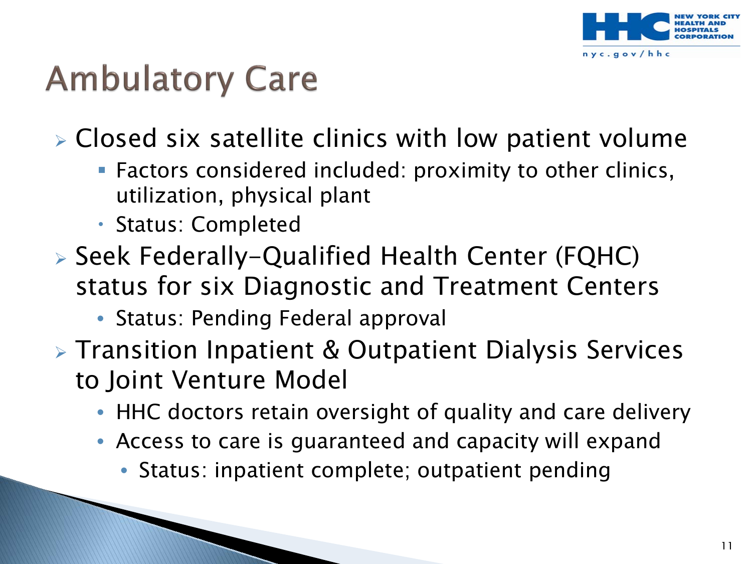# Ambulatory Care

- Closed six satellite clinics with low patient volume
  - Factors considered included: proximity to other clinics, utilization, physical plant
  - Status: Completed
- Seek Federally-Qualified Health Center (FQHC) status for six Diagnostic and Treatment Centers
  - Status: Pending Federal approval
- Transition Inpatient & Outpatient Dialysis Services to Joint Venture Model
  - HHC doctors retain oversight of quality and care delivery
  - Access to care is guaranteed and capacity will expand
    - Status: inpatient complete; outpatient pending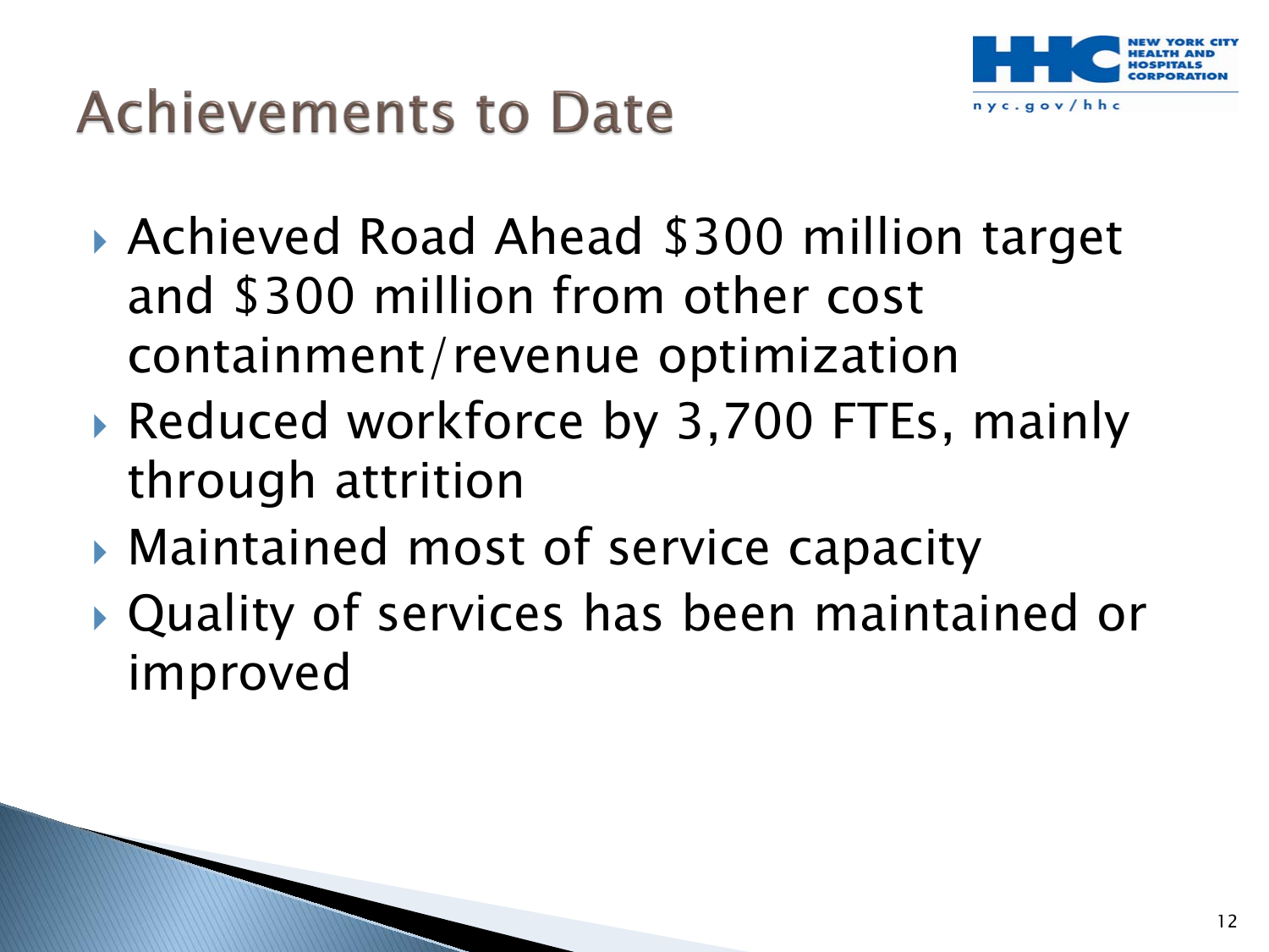# Achievements to Date

- Achieved Road Ahead $300 million target and $300 million from other cost containment/revenue optimization
- Reduced workforce by 3,700 FTEs, mainly through attrition
- Maintained most of service capacity
- Quality of services has been maintained or improved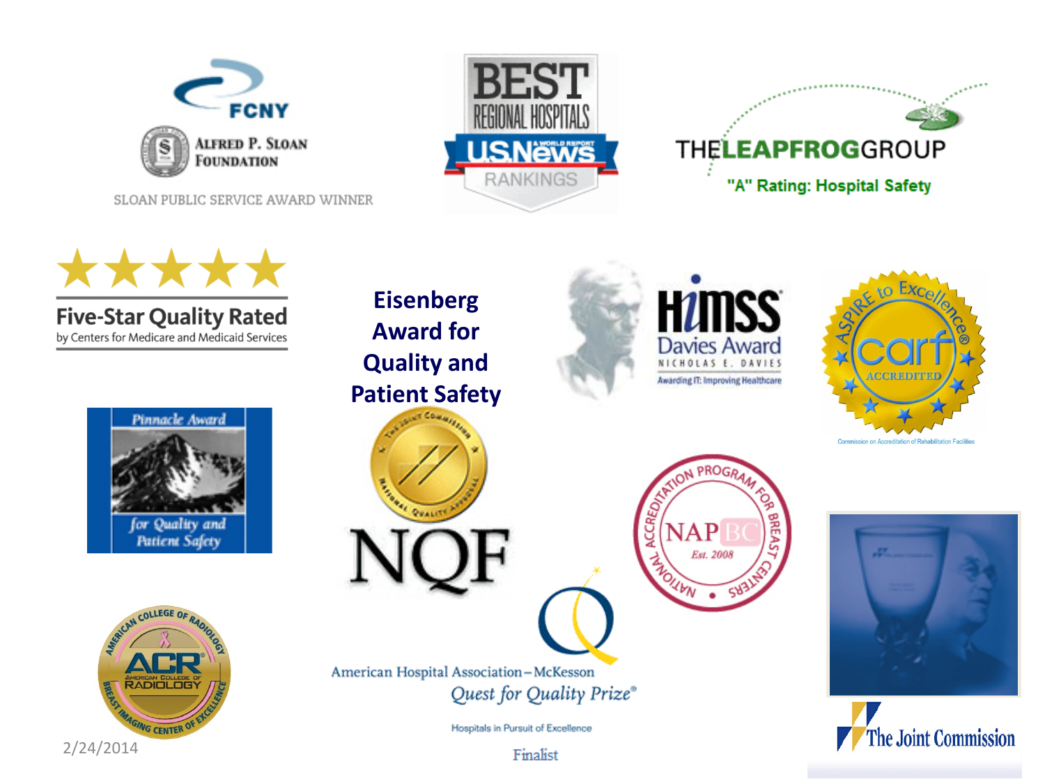FCNY

ALFRED P. SLOAN FOUNDATION

SLOAN PUBLIC SERVICE AWARD WINNER

BEST REGIONAL HOSPITALS

U.S.News & WORLD REPORT

RANKINGS

THE LEAPFROG GROUP

"A" Rating: Hospital Safety

Five-Star Quality Rated

by Centers for Medicare and Medicaid Services

**Eisenberg Award for Quality and Patient Safety**

HIMSS

Davies Award

NICHOLAS E. DAVIES

Awarding IT: Improving Healthcare

ASPIRE to Excellence®

carf

ACCREDITED

Commission on Accreditation of Rehabilitation Facilities

Pinnacle Award

for Quality and Patient Safety

The Joint Commission

National Quality Approval

NQF

NATIONAL ACCREDITATION PROGRAM FOR BREAST CENTERS

NAPBC

Est. 2008

AMERICAN COLLEGE OF RADIOLOGY

ACR

AMERICAN COLLEGE OF RADIOLOGY

BREAST IMAGING CENTER OF EXCELLENCE

American Hospital Association – McKesson

*Quest for Quality Prize®*

Hospitals in Pursuit of Excellence

Finalist

The Joint Commission

2/24/2014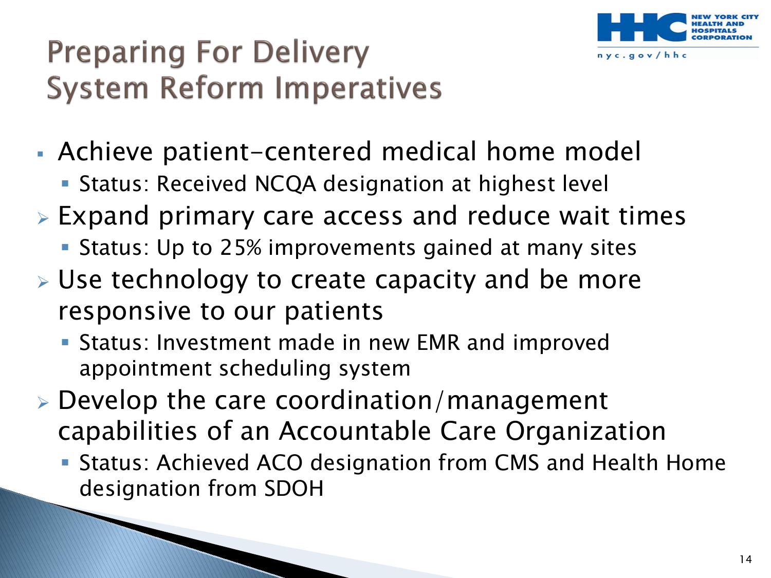# Preparing For Delivery System Reform Imperatives

- Achieve patient-centered medical home model
  - Status: Received NCQA designation at highest level
- Expand primary care access and reduce wait times
  - Status: Up to 25% improvements gained at many sites
- Use technology to create capacity and be more responsive to our patients
  - Status: Investment made in new EMR and improved appointment scheduling system
- Develop the care coordination/management capabilities of an Accountable Care Organization
  - Status: Achieved ACO designation from CMS and Health Home designation from SDOH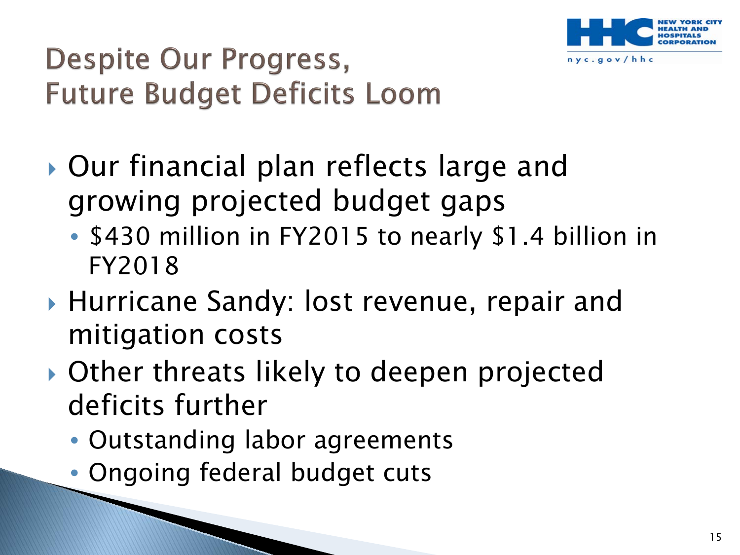# Despite Our Progress, Future Budget Deficits Loom

- Our financial plan reflects large and growing projected budget gaps
  - $430 million in FY2015 to nearly $1.4 billion in FY2018
- Hurricane Sandy: lost revenue, repair and mitigation costs
- Other threats likely to deepen projected deficits further
  - Outstanding labor agreements
  - Ongoing federal budget cuts